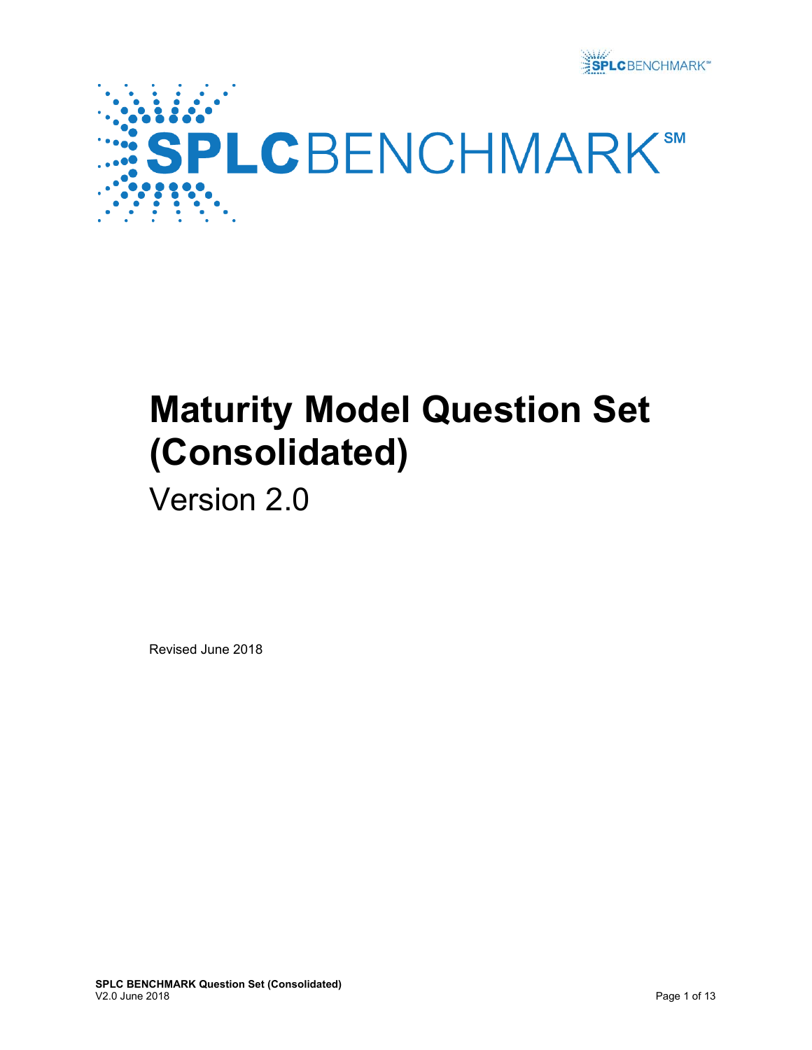SPLCBENCHMARK℠

# Maturity Model Question Set (Consolidated)

## Version 2.0

Revised June 2018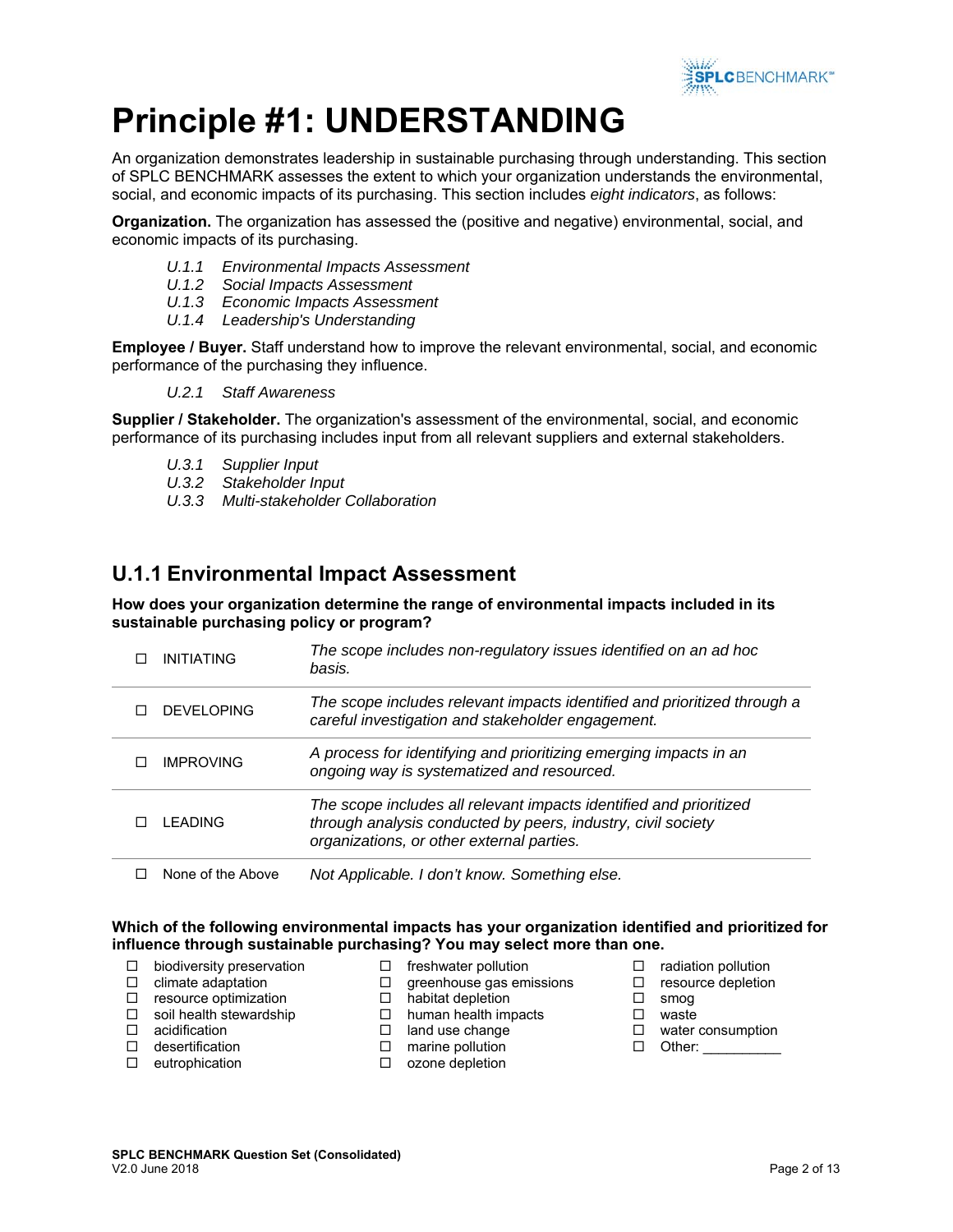# Principle #1: UNDERSTANDING

An organization demonstrates leadership in sustainable purchasing through understanding. This section of SPLC BENCHMARK assesses the extent to which your organization understands the environmental, social, and economic impacts of its purchasing. This section includes *eight indicators*, as follows:

**Organization.** The organization has assessed the (positive and negative) environmental, social, and economic impacts of its purchasing.

- *U.1.1 Environmental Impacts Assessment*
- *U.1.2 Social Impacts Assessment*
- *U.1.3 Economic Impacts Assessment*
- *U.1.4 Leadership's Understanding*

**Employee / Buyer.** Staff understand how to improve the relevant environmental, social, and economic performance of the purchasing they influence.

- *U.2.1 Staff Awareness*

**Supplier / Stakeholder.** The organization's assessment of the environmental, social, and economic performance of its purchasing includes input from all relevant suppliers and external stakeholders.

- *U.3.1 Supplier Input*
- *U.3.2 Stakeholder Input*
- *U.3.3 Multi-stakeholder Collaboration*

## U.1.1 Environmental Impact Assessment

**How does your organization determine the range of environmental impacts included in its sustainable purchasing policy or program?**

| | |
|---|---|
| ☐ INITIATING | *The scope includes non-regulatory issues identified on an ad hoc basis.* |
| ☐ DEVELOPING | *The scope includes relevant impacts identified and prioritized through a careful investigation and stakeholder engagement.* |
| ☐ IMPROVING | *A process for identifying and prioritizing emerging impacts in an ongoing way is systematized and resourced.* |
| ☐ LEADING | *The scope includes all relevant impacts identified and prioritized through analysis conducted by peers, industry, civil society organizations, or other external parties.* |
| ☐ None of the Above | *Not Applicable. I don't know. Something else.* |

**Which of the following environmental impacts has your organization identified and prioritized for influence through sustainable purchasing? You may select more than one.**

- ☐ biodiversity preservation
- ☐ climate adaptation
- ☐ resource optimization
- ☐ soil health stewardship
- ☐ acidification
- ☐ desertification
- ☐ eutrophication
- ☐ freshwater pollution
- ☐ greenhouse gas emissions
- ☐ habitat depletion
- ☐ human health impacts
- ☐ land use change
- ☐ marine pollution
- ☐ ozone depletion
- ☐ radiation pollution
- ☐ resource depletion
- ☐ smog
- ☐ waste
- ☐ water consumption
- ☐ Other: __________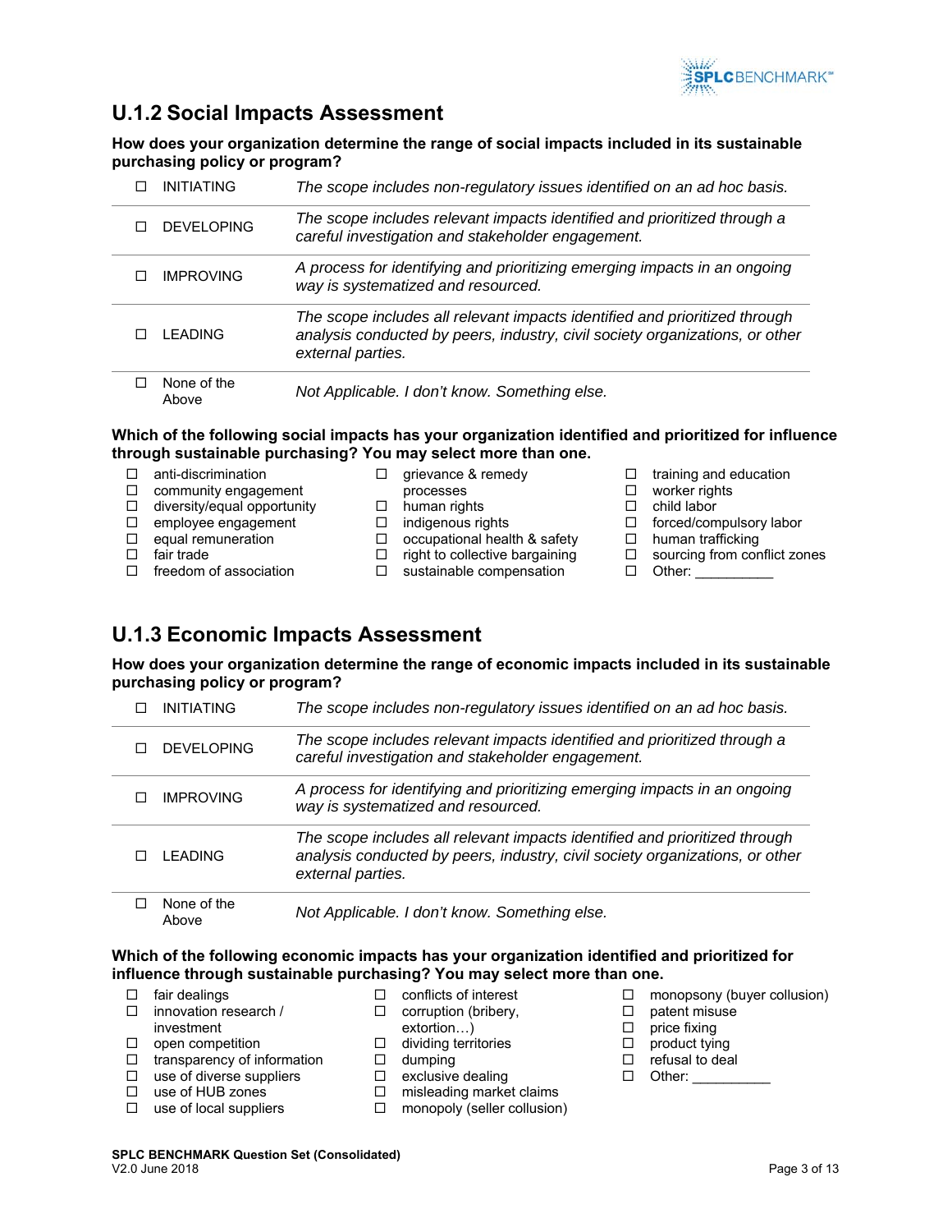## U.1.2 Social Impacts Assessment

**How does your organization determine the range of social impacts included in its sustainable purchasing policy or program?**

| | | |
|---|---|---|
| ☐ | INITIATING | *The scope includes non-regulatory issues identified on an ad hoc basis.* |
| ☐ | DEVELOPING | *The scope includes relevant impacts identified and prioritized through a careful investigation and stakeholder engagement.* |
| ☐ | IMPROVING | *A process for identifying and prioritizing emerging impacts in an ongoing way is systematized and resourced.* |
| ☐ | LEADING | *The scope includes all relevant impacts identified and prioritized through analysis conducted by peers, industry, civil society organizations, or other external parties.* |
| ☐ | None of the Above | *Not Applicable. I don't know. Something else.* |

**Which of the following social impacts has your organization identified and prioritized for influence through sustainable purchasing? You may select more than one.**

- ☐ anti-discrimination
- ☐ community engagement
- ☐ diversity/equal opportunity
- ☐ employee engagement
- ☐ equal remuneration
- ☐ fair trade
- ☐ freedom of association
- ☐ grievance & remedy processes
- ☐ human rights
- ☐ indigenous rights
- ☐ occupational health & safety
- ☐ right to collective bargaining
- ☐ sustainable compensation
- ☐ training and education
- ☐ worker rights
- ☐ child labor
- ☐ forced/compulsory labor
- ☐ human trafficking
- ☐ sourcing from conflict zones
- ☐ Other: __________

## U.1.3 Economic Impacts Assessment

**How does your organization determine the range of economic impacts included in its sustainable purchasing policy or program?**

| | | |
|---|---|---|
| ☐ | INITIATING | *The scope includes non-regulatory issues identified on an ad hoc basis.* |
| ☐ | DEVELOPING | *The scope includes relevant impacts identified and prioritized through a careful investigation and stakeholder engagement.* |
| ☐ | IMPROVING | *A process for identifying and prioritizing emerging impacts in an ongoing way is systematized and resourced.* |
| ☐ | LEADING | *The scope includes all relevant impacts identified and prioritized through analysis conducted by peers, industry, civil society organizations, or other external parties.* |
| ☐ | None of the Above | *Not Applicable. I don't know. Something else.* |

**Which of the following economic impacts has your organization identified and prioritized for influence through sustainable purchasing? You may select more than one.**

- ☐ fair dealings
- ☐ innovation research / investment
- ☐ open competition
- ☐ transparency of information
- ☐ use of diverse suppliers
- ☐ use of HUB zones
- ☐ use of local suppliers
- ☐ conflicts of interest
- ☐ corruption (bribery, extortion…)
- ☐ dividing territories
- ☐ dumping
- ☐ exclusive dealing
- ☐ misleading market claims
- ☐ monopoly (seller collusion)
- ☐ monopsony (buyer collusion)
- ☐ patent misuse
- ☐ price fixing
- ☐ product tying
- ☐ refusal to deal
- ☐ Other: __________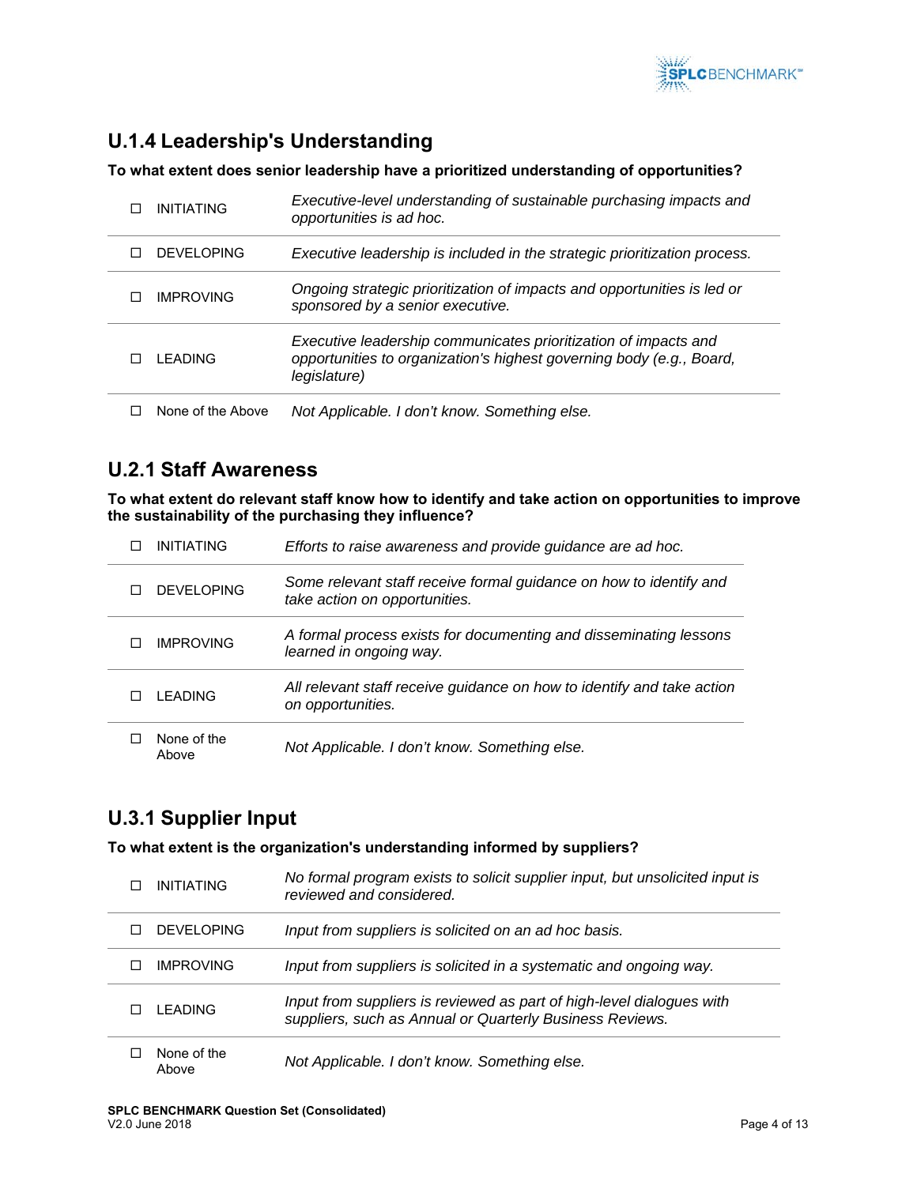## U.1.4 Leadership's Understanding

**To what extent does senior leadership have a prioritized understanding of opportunities?**

| | |
|---|---|
| ☐ INITIATING | *Executive-level understanding of sustainable purchasing impacts and opportunities is ad hoc.* |
| ☐ DEVELOPING | *Executive leadership is included in the strategic prioritization process.* |
| ☐ IMPROVING | *Ongoing strategic prioritization of impacts and opportunities is led or sponsored by a senior executive.* |
| ☐ LEADING | *Executive leadership communicates prioritization of impacts and opportunities to organization's highest governing body (e.g., Board, legislature)* |
| ☐ None of the Above | *Not Applicable. I don't know. Something else.* |

## U.2.1 Staff Awareness

**To what extent do relevant staff know how to identify and take action on opportunities to improve the sustainability of the purchasing they influence?**

| | |
|---|---|
| ☐ INITIATING | *Efforts to raise awareness and provide guidance are ad hoc.* |
| ☐ DEVELOPING | *Some relevant staff receive formal guidance on how to identify and take action on opportunities.* |
| ☐ IMPROVING | *A formal process exists for documenting and disseminating lessons learned in ongoing way.* |
| ☐ LEADING | *All relevant staff receive guidance on how to identify and take action on opportunities.* |
| ☐ None of the Above | *Not Applicable. I don't know. Something else.* |

## U.3.1 Supplier Input

**To what extent is the organization's understanding informed by suppliers?**

| | |
|---|---|
| ☐ INITIATING | *No formal program exists to solicit supplier input, but unsolicited input is reviewed and considered.* |
| ☐ DEVELOPING | *Input from suppliers is solicited on an ad hoc basis.* |
| ☐ IMPROVING | *Input from suppliers is solicited in a systematic and ongoing way.* |
| ☐ LEADING | *Input from suppliers is reviewed as part of high-level dialogues with suppliers, such as Annual or Quarterly Business Reviews.* |
| ☐ None of the Above | *Not Applicable. I don't know. Something else.* |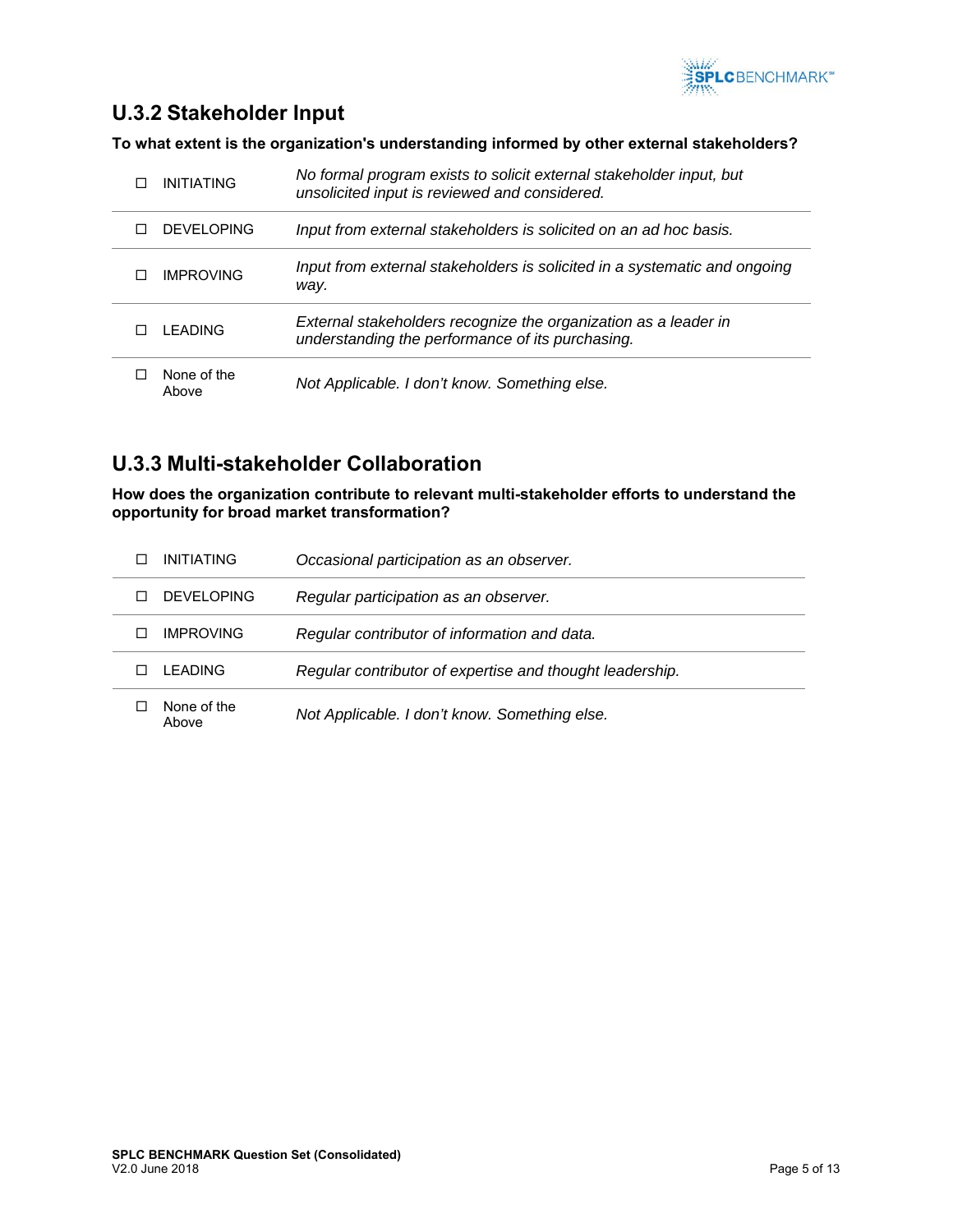## U.3.2 Stakeholder Input

**To what extent is the organization's understanding informed by other external stakeholders?**

| | | |
|---|---|---|
| ☐ | INITIATING | *No formal program exists to solicit external stakeholder input, but unsolicited input is reviewed and considered.* |
| ☐ | DEVELOPING | *Input from external stakeholders is solicited on an ad hoc basis.* |
| ☐ | IMPROVING | *Input from external stakeholders is solicited in a systematic and ongoing way.* |
| ☐ | LEADING | *External stakeholders recognize the organization as a leader in understanding the performance of its purchasing.* |
| ☐ | None of the Above | *Not Applicable. I don't know. Something else.* |

## U.3.3 Multi-stakeholder Collaboration

**How does the organization contribute to relevant multi-stakeholder efforts to understand the opportunity for broad market transformation?**

| | | |
|---|---|---|
| ☐ | INITIATING | *Occasional participation as an observer.* |
| ☐ | DEVELOPING | *Regular participation as an observer.* |
| ☐ | IMPROVING | *Regular contributor of information and data.* |
| ☐ | LEADING | *Regular contributor of expertise and thought leadership.* |
| ☐ | None of the Above | *Not Applicable. I don't know. Something else.* |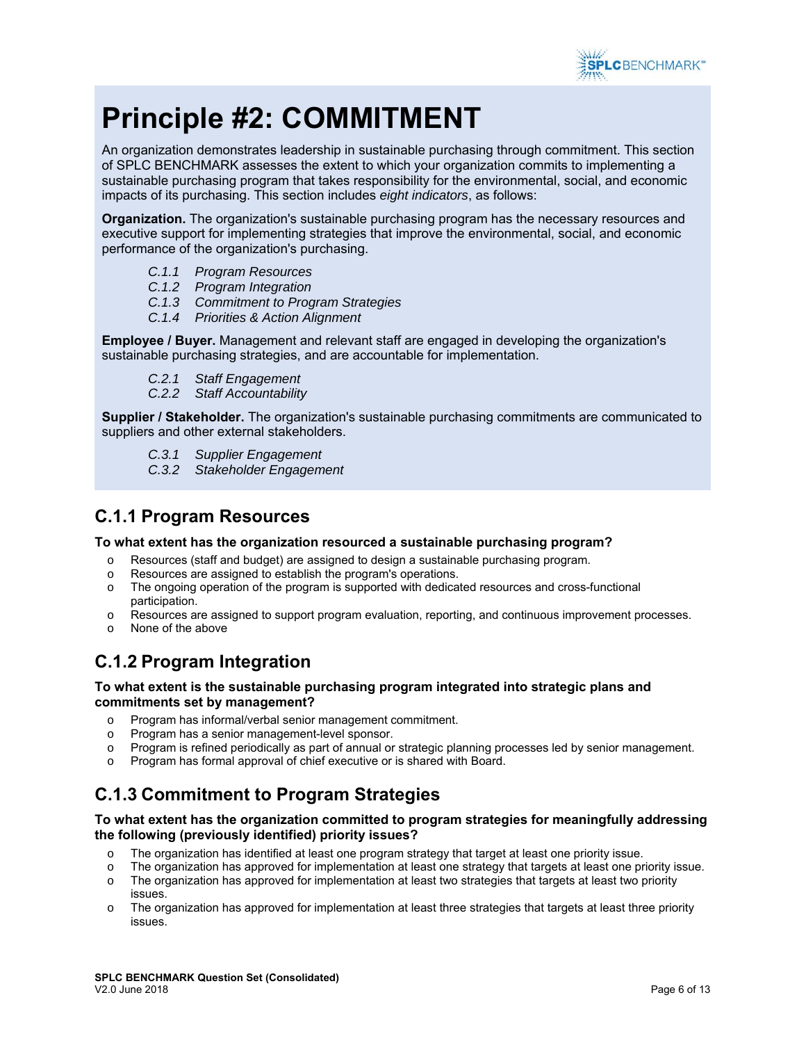# Principle #2: COMMITMENT

An organization demonstrates leadership in sustainable purchasing through commitment. This section of SPLC BENCHMARK assesses the extent to which your organization commits to implementing a sustainable purchasing program that takes responsibility for the environmental, social, and economic impacts of its purchasing. This section includes *eight indicators*, as follows:

**Organization.** The organization's sustainable purchasing program has the necessary resources and executive support for implementing strategies that improve the environmental, social, and economic performance of the organization's purchasing.

- *C.1.1 Program Resources*
- *C.1.2 Program Integration*
- *C.1.3 Commitment to Program Strategies*
- *C.1.4 Priorities & Action Alignment*

**Employee / Buyer.** Management and relevant staff are engaged in developing the organization's sustainable purchasing strategies, and are accountable for implementation.

- *C.2.1 Staff Engagement*
- *C.2.2 Staff Accountability*

**Supplier / Stakeholder.** The organization's sustainable purchasing commitments are communicated to suppliers and other external stakeholders.

- *C.3.1 Supplier Engagement*
- *C.3.2 Stakeholder Engagement*

## C.1.1 Program Resources

**To what extent has the organization resourced a sustainable purchasing program?**

- Resources (staff and budget) are assigned to design a sustainable purchasing program.
- Resources are assigned to establish the program's operations.
- The ongoing operation of the program is supported with dedicated resources and cross-functional participation.
- Resources are assigned to support program evaluation, reporting, and continuous improvement processes.
- None of the above

## C.1.2 Program Integration

**To what extent is the sustainable purchasing program integrated into strategic plans and commitments set by management?**

- Program has informal/verbal senior management commitment.
- Program has a senior management-level sponsor.
- Program is refined periodically as part of annual or strategic planning processes led by senior management.
- Program has formal approval of chief executive or is shared with Board.

## C.1.3 Commitment to Program Strategies

**To what extent has the organization committed to program strategies for meaningfully addressing the following (previously identified) priority issues?**

- The organization has identified at least one program strategy that target at least one priority issue.
- The organization has approved for implementation at least one strategy that targets at least one priority issue.
- The organization has approved for implementation at least two strategies that targets at least two priority issues.
- The organization has approved for implementation at least three strategies that targets at least three priority issues.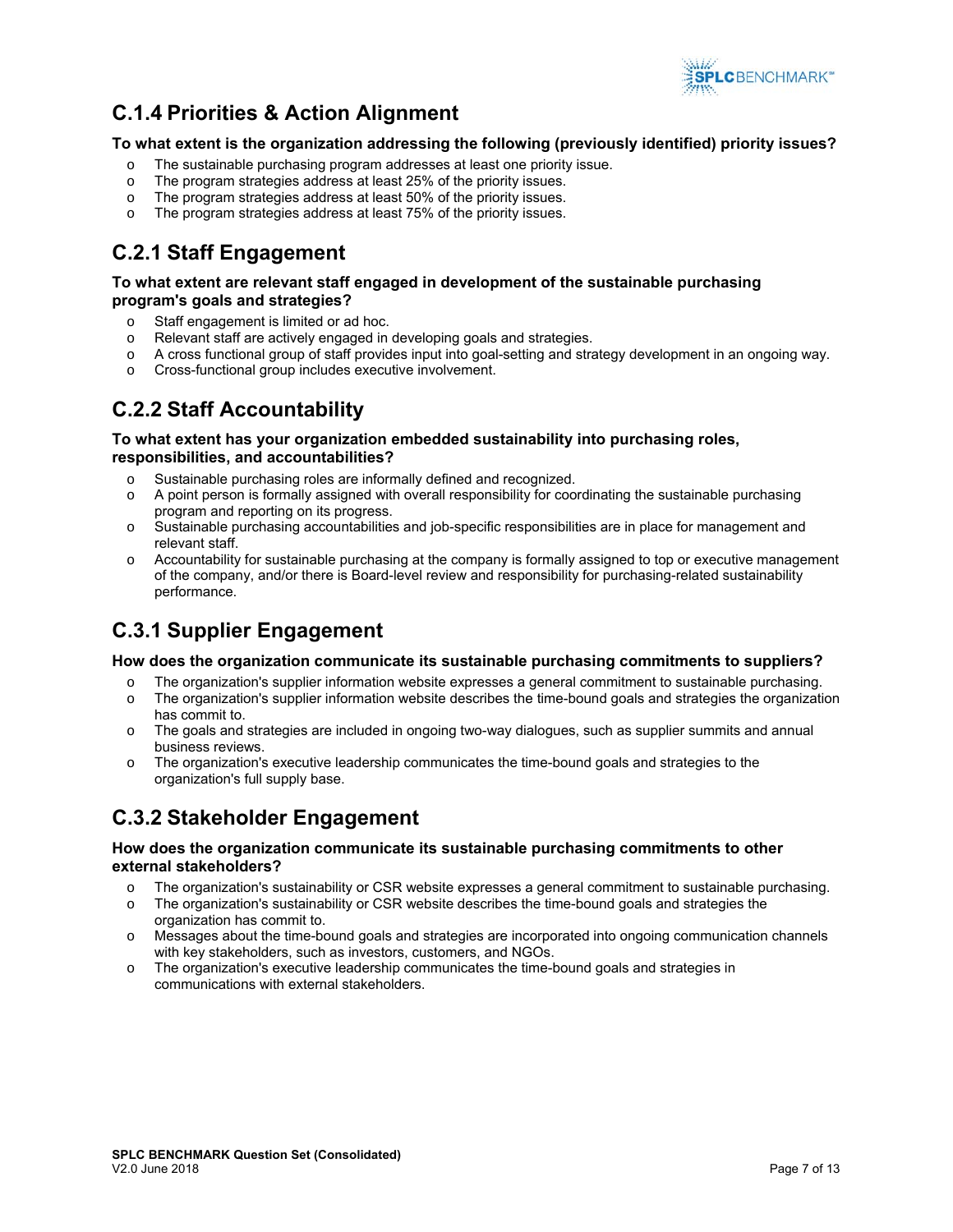## C.1.4 Priorities & Action Alignment

**To what extent is the organization addressing the following (previously identified) priority issues?**

- The sustainable purchasing program addresses at least one priority issue.
- The program strategies address at least 25% of the priority issues.
- The program strategies address at least 50% of the priority issues.
- The program strategies address at least 75% of the priority issues.

## C.2.1 Staff Engagement

**To what extent are relevant staff engaged in development of the sustainable purchasing program's goals and strategies?**

- Staff engagement is limited or ad hoc.
- Relevant staff are actively engaged in developing goals and strategies.
- A cross functional group of staff provides input into goal-setting and strategy development in an ongoing way.
- Cross-functional group includes executive involvement.

## C.2.2 Staff Accountability

**To what extent has your organization embedded sustainability into purchasing roles, responsibilities, and accountabilities?**

- Sustainable purchasing roles are informally defined and recognized.
- A point person is formally assigned with overall responsibility for coordinating the sustainable purchasing program and reporting on its progress.
- Sustainable purchasing accountabilities and job-specific responsibilities are in place for management and relevant staff.
- Accountability for sustainable purchasing at the company is formally assigned to top or executive management of the company, and/or there is Board-level review and responsibility for purchasing-related sustainability performance.

## C.3.1 Supplier Engagement

**How does the organization communicate its sustainable purchasing commitments to suppliers?**

- The organization's supplier information website expresses a general commitment to sustainable purchasing.
- The organization's supplier information website describes the time-bound goals and strategies the organization has commit to.
- The goals and strategies are included in ongoing two-way dialogues, such as supplier summits and annual business reviews.
- The organization's executive leadership communicates the time-bound goals and strategies to the organization's full supply base.

## C.3.2 Stakeholder Engagement

**How does the organization communicate its sustainable purchasing commitments to other external stakeholders?**

- The organization's sustainability or CSR website expresses a general commitment to sustainable purchasing.
- The organization's sustainability or CSR website describes the time-bound goals and strategies the organization has commit to.
- Messages about the time-bound goals and strategies are incorporated into ongoing communication channels with key stakeholders, such as investors, customers, and NGOs.
- The organization's executive leadership communicates the time-bound goals and strategies in communications with external stakeholders.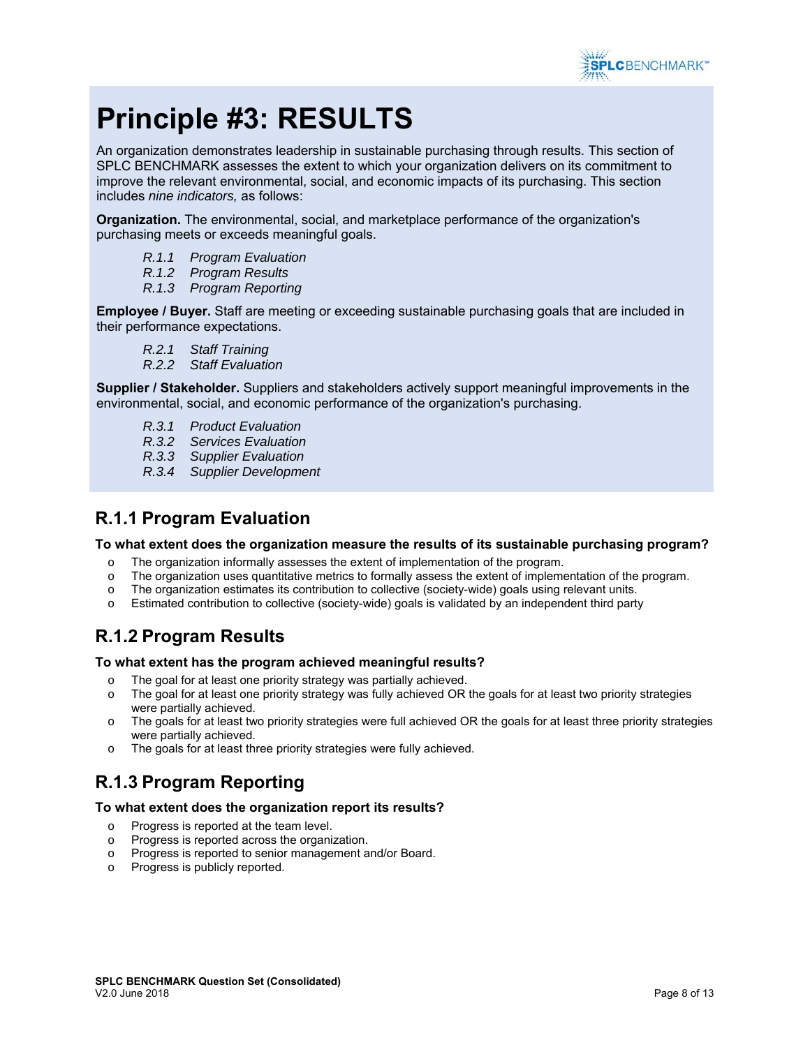# Principle #3: RESULTS

An organization demonstrates leadership in sustainable purchasing through results. This section of SPLC BENCHMARK assesses the extent to which your organization delivers on its commitment to improve the relevant environmental, social, and economic impacts of its purchasing. This section includes *nine indicators,* as follows:

**Organization.** The environmental, social, and marketplace performance of the organization's purchasing meets or exceeds meaningful goals.

- *R.1.1 Program Evaluation*
- *R.1.2 Program Results*
- *R.1.3 Program Reporting*

**Employee / Buyer.** Staff are meeting or exceeding sustainable purchasing goals that are included in their performance expectations.

- *R.2.1 Staff Training*
- *R.2.2 Staff Evaluation*

**Supplier / Stakeholder.** Suppliers and stakeholders actively support meaningful improvements in the environmental, social, and economic performance of the organization's purchasing.

- *R.3.1 Product Evaluation*
- *R.3.2 Services Evaluation*
- *R.3.3 Supplier Evaluation*
- *R.3.4 Supplier Development*

## R.1.1 Program Evaluation

**To what extent does the organization measure the results of its sustainable purchasing program?**

- The organization informally assesses the extent of implementation of the program.
- The organization uses quantitative metrics to formally assess the extent of implementation of the program.
- The organization estimates its contribution to collective (society-wide) goals using relevant units.
- Estimated contribution to collective (society-wide) goals is validated by an independent third party

## R.1.2 Program Results

**To what extent has the program achieved meaningful results?**

- The goal for at least one priority strategy was partially achieved.
- The goal for at least one priority strategy was fully achieved OR the goals for at least two priority strategies were partially achieved.
- The goals for at least two priority strategies were full achieved OR the goals for at least three priority strategies were partially achieved.
- The goals for at least three priority strategies were fully achieved.

## R.1.3 Program Reporting

**To what extent does the organization report its results?**

- Progress is reported at the team level.
- Progress is reported across the organization.
- Progress is reported to senior management and/or Board.
- Progress is publicly reported.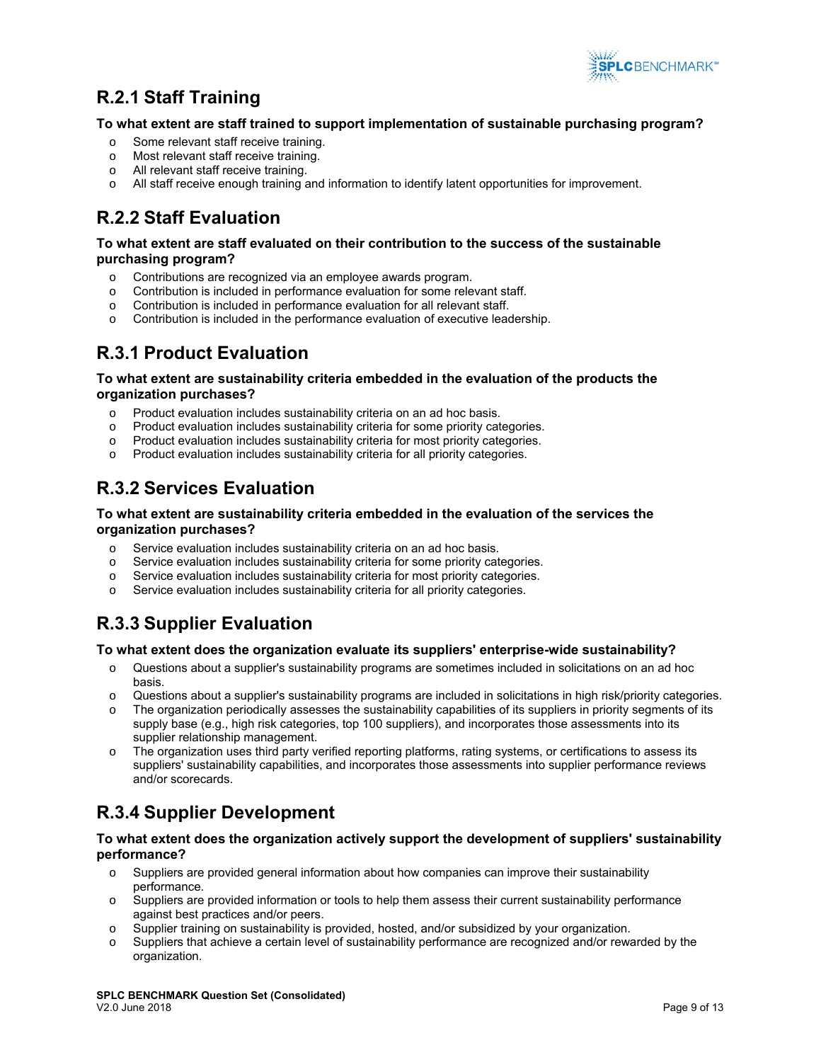## R.2.1 Staff Training

**To what extent are staff trained to support implementation of sustainable purchasing program?**

- Some relevant staff receive training.
- Most relevant staff receive training.
- All relevant staff receive training.
- All staff receive enough training and information to identify latent opportunities for improvement.

## R.2.2 Staff Evaluation

**To what extent are staff evaluated on their contribution to the success of the sustainable purchasing program?**

- Contributions are recognized via an employee awards program.
- Contribution is included in performance evaluation for some relevant staff.
- Contribution is included in performance evaluation for all relevant staff.
- Contribution is included in the performance evaluation of executive leadership.

## R.3.1 Product Evaluation

**To what extent are sustainability criteria embedded in the evaluation of the products the organization purchases?**

- Product evaluation includes sustainability criteria on an ad hoc basis.
- Product evaluation includes sustainability criteria for some priority categories.
- Product evaluation includes sustainability criteria for most priority categories.
- Product evaluation includes sustainability criteria for all priority categories.

## R.3.2 Services Evaluation

**To what extent are sustainability criteria embedded in the evaluation of the services the organization purchases?**

- Service evaluation includes sustainability criteria on an ad hoc basis.
- Service evaluation includes sustainability criteria for some priority categories.
- Service evaluation includes sustainability criteria for most priority categories.
- Service evaluation includes sustainability criteria for all priority categories.

## R.3.3 Supplier Evaluation

**To what extent does the organization evaluate its suppliers' enterprise-wide sustainability?**

- Questions about a supplier's sustainability programs are sometimes included in solicitations on an ad hoc basis.
- Questions about a supplier's sustainability programs are included in solicitations in high risk/priority categories.
- The organization periodically assesses the sustainability capabilities of its suppliers in priority segments of its supply base (e.g., high risk categories, top 100 suppliers), and incorporates those assessments into its supplier relationship management.
- The organization uses third party verified reporting platforms, rating systems, or certifications to assess its suppliers' sustainability capabilities, and incorporates those assessments into supplier performance reviews and/or scorecards.

## R.3.4 Supplier Development

**To what extent does the organization actively support the development of suppliers' sustainability performance?**

- Suppliers are provided general information about how companies can improve their sustainability performance.
- Suppliers are provided information or tools to help them assess their current sustainability performance against best practices and/or peers.
- Supplier training on sustainability is provided, hosted, and/or subsidized by your organization.
- Suppliers that achieve a certain level of sustainability performance are recognized and/or rewarded by the organization.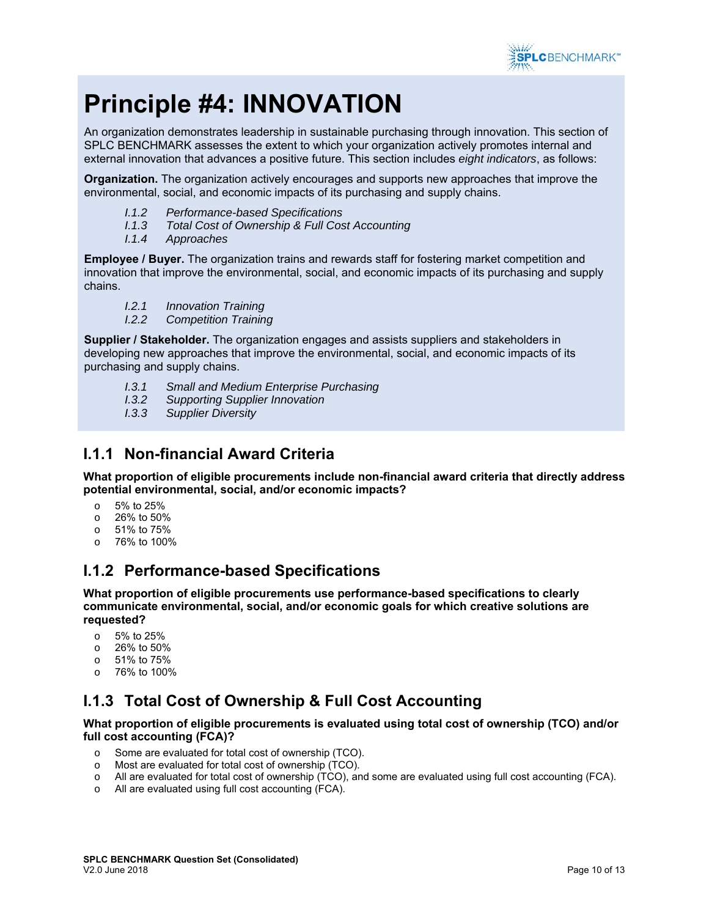# Principle #4: INNOVATION

An organization demonstrates leadership in sustainable purchasing through innovation. This section of SPLC BENCHMARK assesses the extent to which your organization actively promotes internal and external innovation that advances a positive future. This section includes *eight indicators*, as follows:

**Organization.** The organization actively encourages and supports new approaches that improve the environmental, social, and economic impacts of its purchasing and supply chains.

- *I.1.2 Performance-based Specifications*
- *I.1.3 Total Cost of Ownership & Full Cost Accounting*
- *I.1.4 Approaches*

**Employee / Buyer.** The organization trains and rewards staff for fostering market competition and innovation that improve the environmental, social, and economic impacts of its purchasing and supply chains.

- *I.2.1 Innovation Training*
- *I.2.2 Competition Training*

**Supplier / Stakeholder.** The organization engages and assists suppliers and stakeholders in developing new approaches that improve the environmental, social, and economic impacts of its purchasing and supply chains.

- *I.3.1 Small and Medium Enterprise Purchasing*
- *I.3.2 Supporting Supplier Innovation*
- *I.3.3 Supplier Diversity*

## I.1.1 Non-financial Award Criteria

**What proportion of eligible procurements include non-financial award criteria that directly address potential environmental, social, and/or economic impacts?**

- 5% to 25%
- 26% to 50%
- 51% to 75%
- 76% to 100%

## I.1.2 Performance-based Specifications

**What proportion of eligible procurements use performance-based specifications to clearly communicate environmental, social, and/or economic goals for which creative solutions are requested?**

- 5% to 25%
- 26% to 50%
- 51% to 75%
- 76% to 100%

## I.1.3 Total Cost of Ownership & Full Cost Accounting

**What proportion of eligible procurements is evaluated using total cost of ownership (TCO) and/or full cost accounting (FCA)?**

- Some are evaluated for total cost of ownership (TCO).
- Most are evaluated for total cost of ownership (TCO).
- All are evaluated for total cost of ownership (TCO), and some are evaluated using full cost accounting (FCA).
- All are evaluated using full cost accounting (FCA).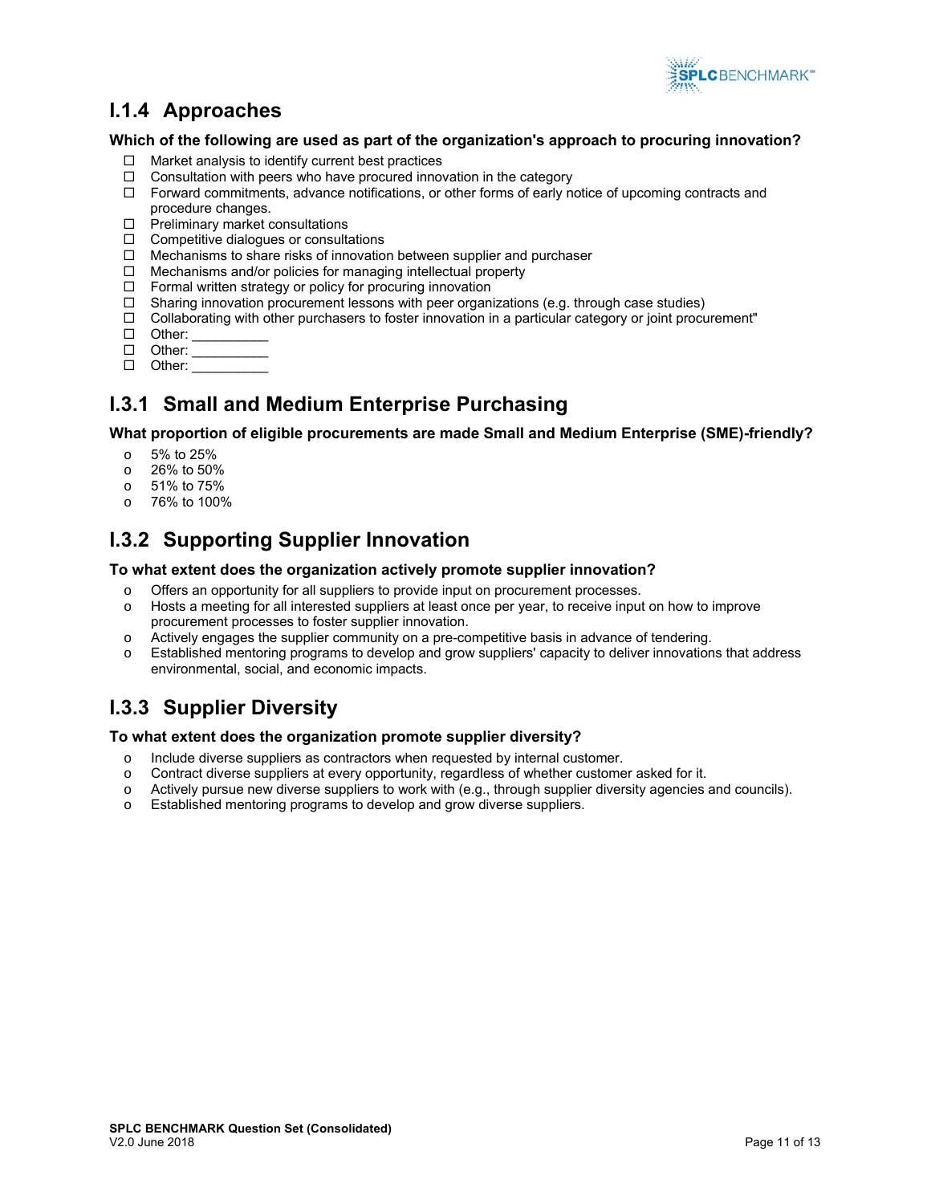## I.1.4 Approaches

**Which of the following are used as part of the organization's approach to procuring innovation?**

- ☐ Market analysis to identify current best practices
- ☐ Consultation with peers who have procured innovation in the category
- ☐ Forward commitments, advance notifications, or other forms of early notice of upcoming contracts and procedure changes.
- ☐ Preliminary market consultations
- ☐ Competitive dialogues or consultations
- ☐ Mechanisms to share risks of innovation between supplier and purchaser
- ☐ Mechanisms and/or policies for managing intellectual property
- ☐ Formal written strategy or policy for procuring innovation
- ☐ Sharing innovation procurement lessons with peer organizations (e.g. through case studies)
- ☐ Collaborating with other purchasers to foster innovation in a particular category or joint procurement"
- ☐ Other: __________
- ☐ Other: __________
- ☐ Other: __________

## I.3.1 Small and Medium Enterprise Purchasing

**What proportion of eligible procurements are made Small and Medium Enterprise (SME)-friendly?**

- o 5% to 25%
- o 26% to 50%
- o 51% to 75%
- o 76% to 100%

## I.3.2 Supporting Supplier Innovation

**To what extent does the organization actively promote supplier innovation?**

- o Offers an opportunity for all suppliers to provide input on procurement processes.
- o Hosts a meeting for all interested suppliers at least once per year, to receive input on how to improve procurement processes to foster supplier innovation.
- o Actively engages the supplier community on a pre-competitive basis in advance of tendering.
- o Established mentoring programs to develop and grow suppliers' capacity to deliver innovations that address environmental, social, and economic impacts.

## I.3.3 Supplier Diversity

**To what extent does the organization promote supplier diversity?**

- o Include diverse suppliers as contractors when requested by internal customer.
- o Contract diverse suppliers at every opportunity, regardless of whether customer asked for it.
- o Actively pursue new diverse suppliers to work with (e.g., through supplier diversity agencies and councils).
- o Established mentoring programs to develop and grow diverse suppliers.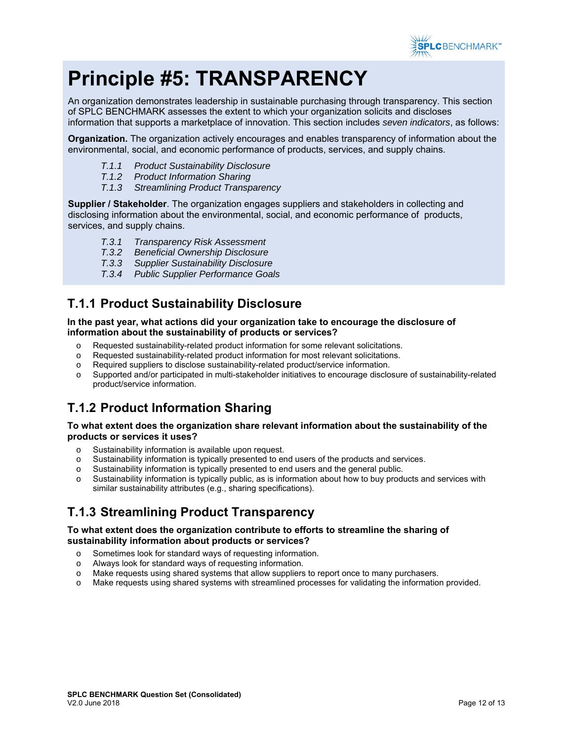# Principle #5: TRANSPARENCY

An organization demonstrates leadership in sustainable purchasing through transparency. This section of SPLC BENCHMARK assesses the extent to which your organization solicits and discloses information that supports a marketplace of innovation. This section includes *seven indicators*, as follows:

**Organization.** The organization actively encourages and enables transparency of information about the environmental, social, and economic performance of products, services, and supply chains.

- *T.1.1 Product Sustainability Disclosure*
- *T.1.2 Product Information Sharing*
- *T.1.3 Streamlining Product Transparency*

**Supplier / Stakeholder**. The organization engages suppliers and stakeholders in collecting and disclosing information about the environmental, social, and economic performance of products, services, and supply chains.

- *T.3.1 Transparency Risk Assessment*
- *T.3.2 Beneficial Ownership Disclosure*
- *T.3.3 Supplier Sustainability Disclosure*
- *T.3.4 Public Supplier Performance Goals*

## T.1.1 Product Sustainability Disclosure

**In the past year, what actions did your organization take to encourage the disclosure of information about the sustainability of products or services?**

- Requested sustainability-related product information for some relevant solicitations.
- Requested sustainability-related product information for most relevant solicitations.
- Required suppliers to disclose sustainability-related product/service information.
- Supported and/or participated in multi-stakeholder initiatives to encourage disclosure of sustainability-related product/service information.

## T.1.2 Product Information Sharing

**To what extent does the organization share relevant information about the sustainability of the products or services it uses?**

- Sustainability information is available upon request.
- Sustainability information is typically presented to end users of the products and services.
- Sustainability information is typically presented to end users and the general public.
- Sustainability information is typically public, as is information about how to buy products and services with similar sustainability attributes (e.g., sharing specifications).

## T.1.3 Streamlining Product Transparency

**To what extent does the organization contribute to efforts to streamline the sharing of sustainability information about products or services?**

- Sometimes look for standard ways of requesting information.
- Always look for standard ways of requesting information.
- Make requests using shared systems that allow suppliers to report once to many purchasers.
- Make requests using shared systems with streamlined processes for validating the information provided.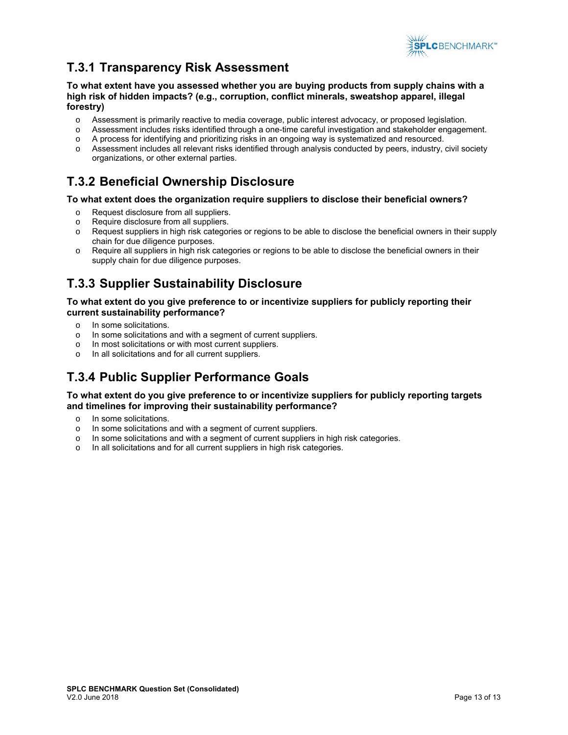## T.3.1 Transparency Risk Assessment

**To what extent have you assessed whether you are buying products from supply chains with a high risk of hidden impacts? (e.g., corruption, conflict minerals, sweatshop apparel, illegal forestry)**

- Assessment is primarily reactive to media coverage, public interest advocacy, or proposed legislation.
- Assessment includes risks identified through a one-time careful investigation and stakeholder engagement.
- A process for identifying and prioritizing risks in an ongoing way is systematized and resourced.
- Assessment includes all relevant risks identified through analysis conducted by peers, industry, civil society organizations, or other external parties.

## T.3.2 Beneficial Ownership Disclosure

**To what extent does the organization require suppliers to disclose their beneficial owners?**

- Request disclosure from all suppliers.
- Require disclosure from all suppliers.
- Request suppliers in high risk categories or regions to be able to disclose the beneficial owners in their supply chain for due diligence purposes.
- Require all suppliers in high risk categories or regions to be able to disclose the beneficial owners in their supply chain for due diligence purposes.

## T.3.3 Supplier Sustainability Disclosure

**To what extent do you give preference to or incentivize suppliers for publicly reporting their current sustainability performance?**

- In some solicitations.
- In some solicitations and with a segment of current suppliers.
- In most solicitations or with most current suppliers.
- In all solicitations and for all current suppliers.

## T.3.4 Public Supplier Performance Goals

**To what extent do you give preference to or incentivize suppliers for publicly reporting targets and timelines for improving their sustainability performance?**

- In some solicitations.
- In some solicitations and with a segment of current suppliers.
- In some solicitations and with a segment of current suppliers in high risk categories.
- In all solicitations and for all current suppliers in high risk categories.